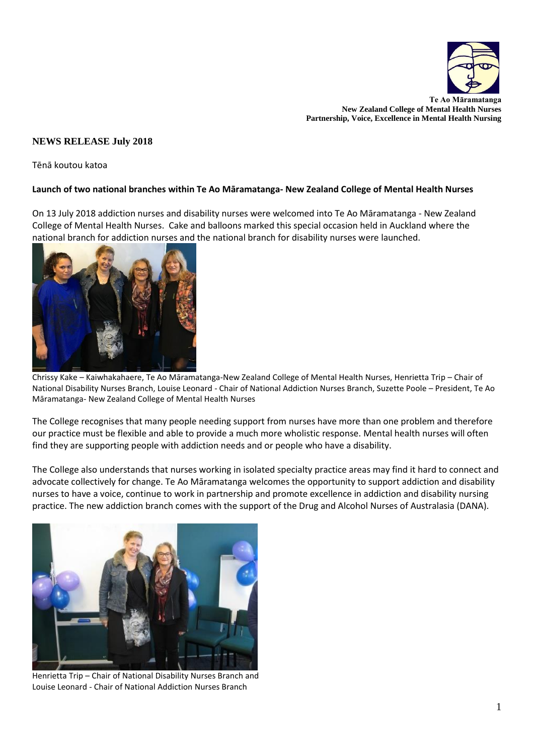**Te Ao Māramatanga**
**New Zealand College of Mental Health Nurses**
**Partnership, Voice, Excellence in Mental Health Nursing**

## NEWS RELEASE July 2018

Tēnā koutou katoa

**Launch of two national branches within Te Ao Māramatanga- New Zealand College of Mental Health Nurses**

On 13 July 2018 addiction nurses and disability nurses were welcomed into Te Ao Māramatanga - New Zealand College of Mental Health Nurses. Cake and balloons marked this special occasion held in Auckland where the national branch for addiction nurses and the national branch for disability nurses were launched.

Chrissy Kake – Kaiwhakahaere, Te Ao Māramatanga-New Zealand College of Mental Health Nurses, Henrietta Trip – Chair of National Disability Nurses Branch, Louise Leonard - Chair of National Addiction Nurses Branch, Suzette Poole – President, Te Ao Māramatanga- New Zealand College of Mental Health Nurses

The College recognises that many people needing support from nurses have more than one problem and therefore our practice must be flexible and able to provide a much more wholistic response. Mental health nurses will often find they are supporting people with addiction needs and or people who have a disability.

The College also understands that nurses working in isolated specialty practice areas may find it hard to connect and advocate collectively for change. Te Ao Māramatanga welcomes the opportunity to support addiction and disability nurses to have a voice, continue to work in partnership and promote excellence in addiction and disability nursing practice. The new addiction branch comes with the support of the Drug and Alcohol Nurses of Australasia (DANA).

Henrietta Trip – Chair of National Disability Nurses Branch and Louise Leonard - Chair of National Addiction Nurses Branch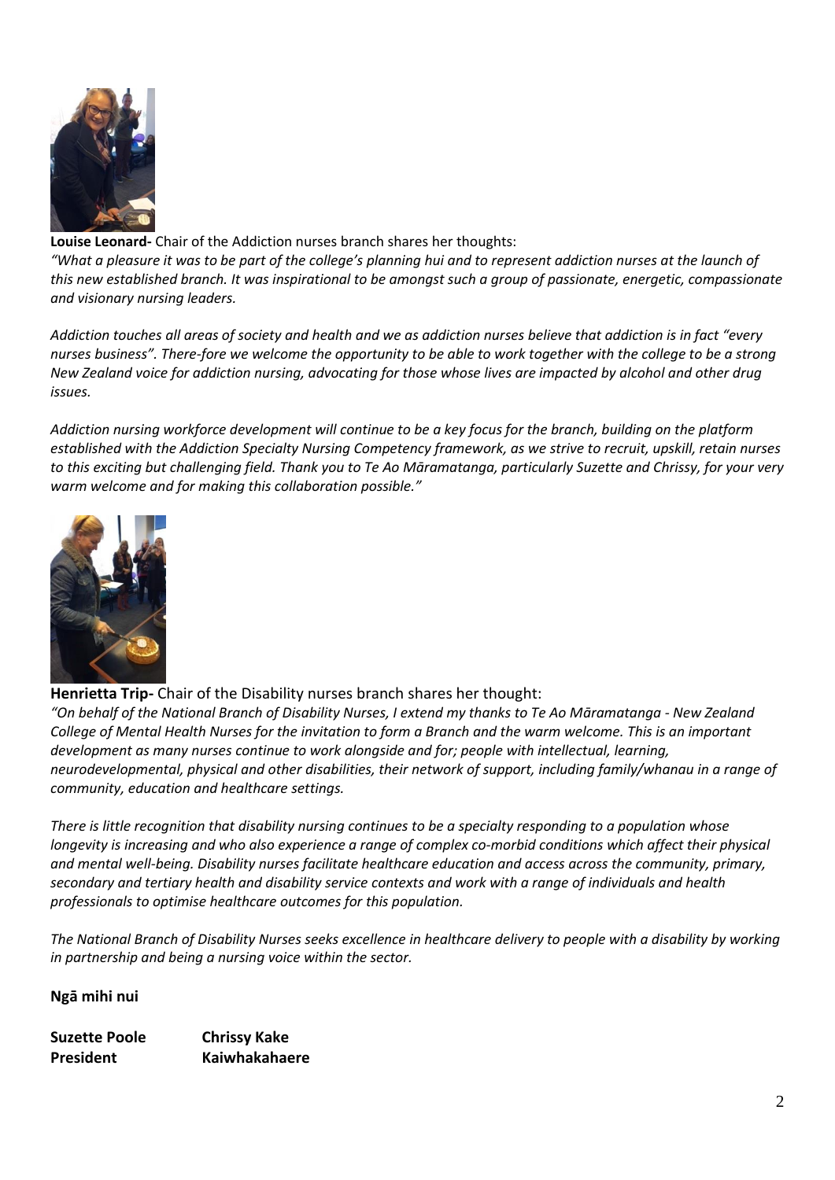**Louise Leonard-** Chair of the Addiction nurses branch shares her thoughts:

*"What a pleasure it was to be part of the college's planning hui and to represent addiction nurses at the launch of this new established branch. It was inspirational to be amongst such a group of passionate, energetic, compassionate and visionary nursing leaders.*

*Addiction touches all areas of society and health and we as addiction nurses believe that addiction is in fact "every nurses business". There-fore we welcome the opportunity to be able to work together with the college to be a strong New Zealand voice for addiction nursing, advocating for those whose lives are impacted by alcohol and other drug issues.*

*Addiction nursing workforce development will continue to be a key focus for the branch, building on the platform established with the Addiction Specialty Nursing Competency framework, as we strive to recruit, upskill, retain nurses to this exciting but challenging field. Thank you to Te Ao Māramatanga, particularly Suzette and Chrissy, for your very warm welcome and for making this collaboration possible."*

**Henrietta Trip-** Chair of the Disability nurses branch shares her thought:

*"On behalf of the National Branch of Disability Nurses, I extend my thanks to Te Ao Māramatanga - New Zealand College of Mental Health Nurses for the invitation to form a Branch and the warm welcome. This is an important development as many nurses continue to work alongside and for; people with intellectual, learning, neurodevelopmental, physical and other disabilities, their network of support, including family/whanau in a range of community, education and healthcare settings.*

*There is little recognition that disability nursing continues to be a specialty responding to a population whose longevity is increasing and who also experience a range of complex co-morbid conditions which affect their physical and mental well-being. Disability nurses facilitate healthcare education and access across the community, primary, secondary and tertiary health and disability service contexts and work with a range of individuals and health professionals to optimise healthcare outcomes for this population.*

*The National Branch of Disability Nurses seeks excellence in healthcare delivery to people with a disability by working in partnership and being a nursing voice within the sector.*

**Ngā mihi nui**

| | |
|---|---|
| **Suzette Poole** | **Chrissy Kake** |
| **President** | **Kaiwhakahaere** |